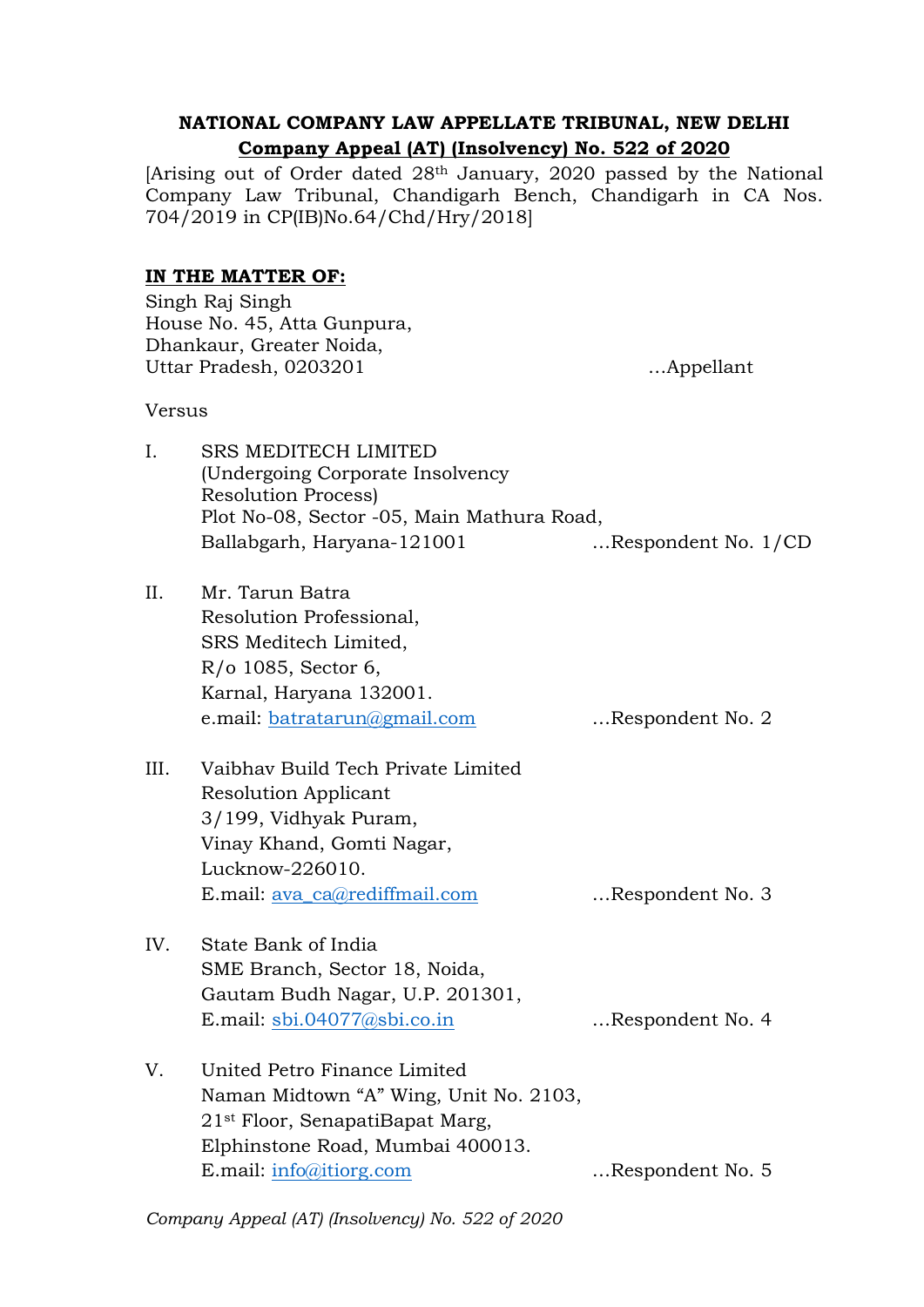**NATIONAL COMPANY LAW APPELLATE TRIBUNAL, NEW DELHI**

**Company Appeal (AT) (Insolvency) No. 522 of 2020**

[Arising out of Order dated 28th January, 2020 passed by the National Company Law Tribunal, Chandigarh Bench, Chandigarh in CA Nos. 704/2019 in CP(IB)No.64/Chd/Hry/2018]

**IN THE MATTER OF:**

Singh Raj Singh
House No. 45, Atta Gunpura,
Dhankaur, Greater Noida,
Uttar Pradesh, 0203201 …Appellant

Versus

I. SRS MEDITECH LIMITED
(Undergoing Corporate Insolvency Resolution Process)
Plot No-08, Sector -05, Main Mathura Road,
Ballabgarh, Haryana-121001 …Respondent No. 1/CD

II. Mr. Tarun Batra
Resolution Professional,
SRS Meditech Limited,
R/o 1085, Sector 6,
Karnal, Haryana 132001.
e.mail: batratarun@gmail.com …Respondent No. 2

III. Vaibhav Build Tech Private Limited
Resolution Applicant
3/199, Vidhyak Puram,
Vinay Khand, Gomti Nagar,
Lucknow-226010.
E.mail: ava_ca@rediffmail.com …Respondent No. 3

IV. State Bank of India
SME Branch, Sector 18, Noida,
Gautam Budh Nagar, U.P. 201301,
E.mail: sbi.04077@sbi.co.in …Respondent No. 4

V. United Petro Finance Limited
Naman Midtown "A" Wing, Unit No. 2103,
21st Floor, SenapatiBapat Marg,
Elphinstone Road, Mumbai 400013.
E.mail: info@itiorg.com …Respondent No. 5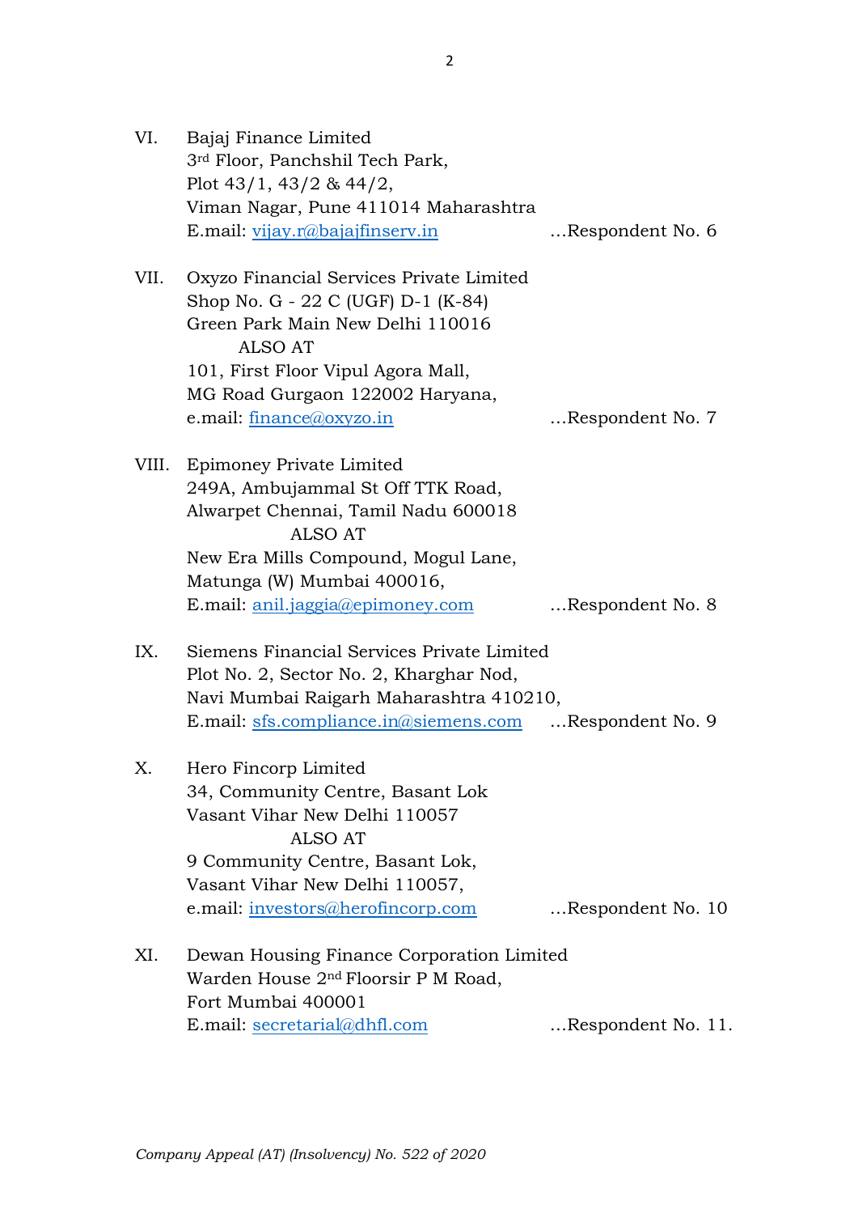VI. Bajaj Finance Limited
3rd Floor, Panchshil Tech Park,
Plot 43/1, 43/2 & 44/2,
Viman Nagar, Pune 411014 Maharashtra
E.mail: vijay.r@bajajfinserv.in ...Respondent No. 6

VII. Oxyzo Financial Services Private Limited
Shop No. G - 22 C (UGF) D-1 (K-84)
Green Park Main New Delhi 110016
ALSO AT
101, First Floor Vipul Agora Mall,
MG Road Gurgaon 122002 Haryana,
e.mail: finance@oxyzo.in ...Respondent No. 7

VIII. Epimoney Private Limited
249A, Ambujammal St Off TTK Road,
Alwarpet Chennai, Tamil Nadu 600018
ALSO AT
New Era Mills Compound, Mogul Lane,
Matunga (W) Mumbai 400016,
E.mail: anil.jaggia@epimoney.com ...Respondent No. 8

IX. Siemens Financial Services Private Limited
Plot No. 2, Sector No. 2, Kharghar Nod,
Navi Mumbai Raigarh Maharashtra 410210,
E.mail: sfs.compliance.in@siemens.com ...Respondent No. 9

X. Hero Fincorp Limited
34, Community Centre, Basant Lok
Vasant Vihar New Delhi 110057
ALSO AT
9 Community Centre, Basant Lok,
Vasant Vihar New Delhi 110057,
e.mail: investors@herofincorp.com ...Respondent No. 10

XI. Dewan Housing Finance Corporation Limited
Warden House 2nd Floorsir P M Road,
Fort Mumbai 400001
E.mail: secretarial@dhfl.com ...Respondent No. 11.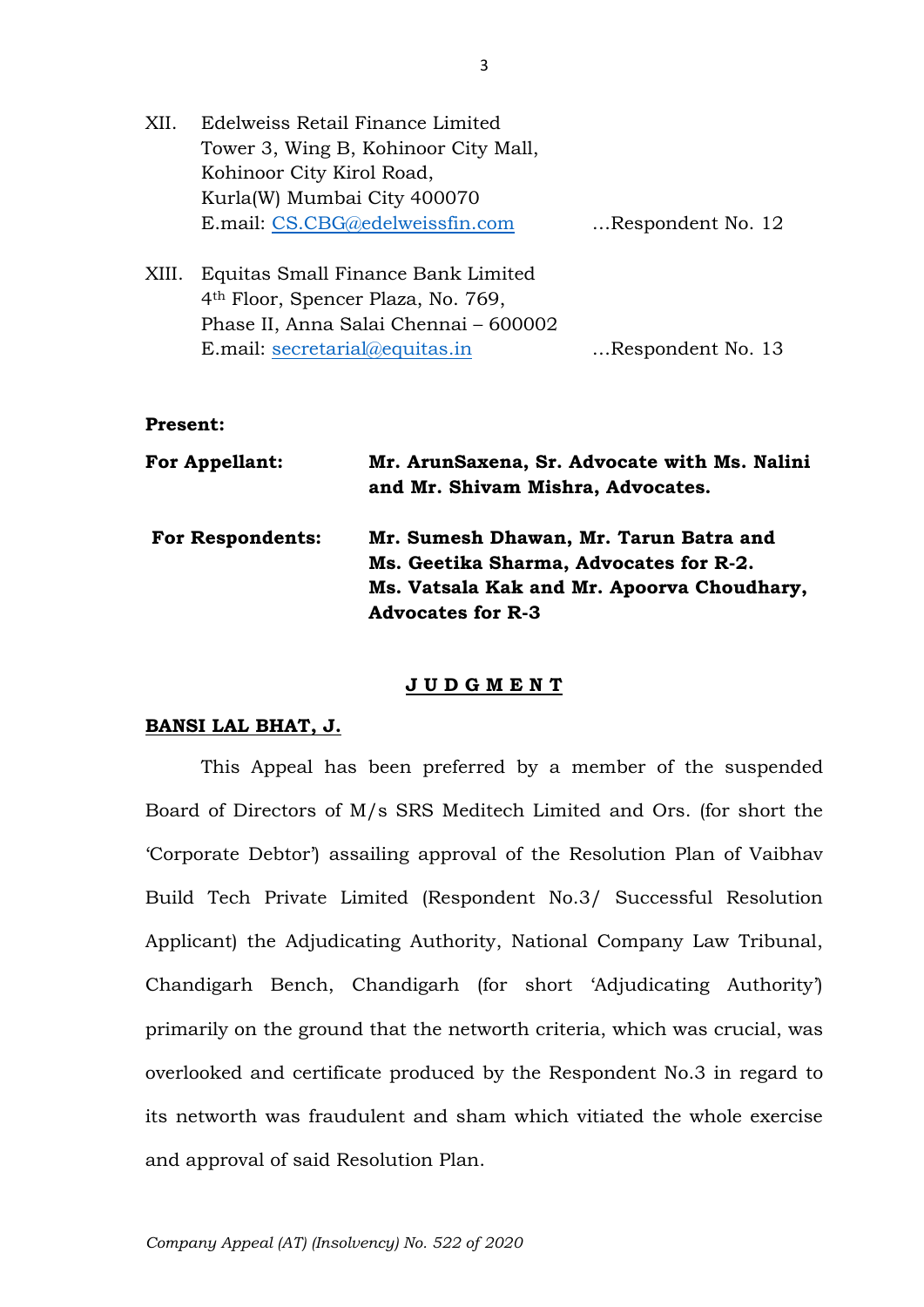XII. Edelweiss Retail Finance Limited
Tower 3, Wing B, Kohinoor City Mall,
Kohinoor City Kirol Road,
Kurla(W) Mumbai City 400070
E.mail: CS.CBG@edelweissfin.com ...Respondent No. 12

XIII. Equitas Small Finance Bank Limited
4th Floor, Spencer Plaza, No. 769,
Phase II, Anna Salai Chennai – 600002
E.mail: secretarial@equitas.in ...Respondent No. 13

**Present:**

**For Appellant:** **Mr. ArunSaxena, Sr. Advocate with Ms. Nalini and Mr. Shivam Mishra, Advocates.**

**For Respondents:** **Mr. Sumesh Dhawan, Mr. Tarun Batra and Ms. Geetika Sharma, Advocates for R-2.**
**Ms. Vatsala Kak and Mr. Apoorva Choudhary, Advocates for R-3**

**J U D G M E N T**

**BANSI LAL BHAT, J.**

This Appeal has been preferred by a member of the suspended Board of Directors of M/s SRS Meditech Limited and Ors. (for short the 'Corporate Debtor') assailing approval of the Resolution Plan of Vaibhav Build Tech Private Limited (Respondent No.3/ Successful Resolution Applicant) the Adjudicating Authority, National Company Law Tribunal, Chandigarh Bench, Chandigarh (for short 'Adjudicating Authority') primarily on the ground that the networth criteria, which was crucial, was overlooked and certificate produced by the Respondent No.3 in regard to its networth was fraudulent and sham which vitiated the whole exercise and approval of said Resolution Plan.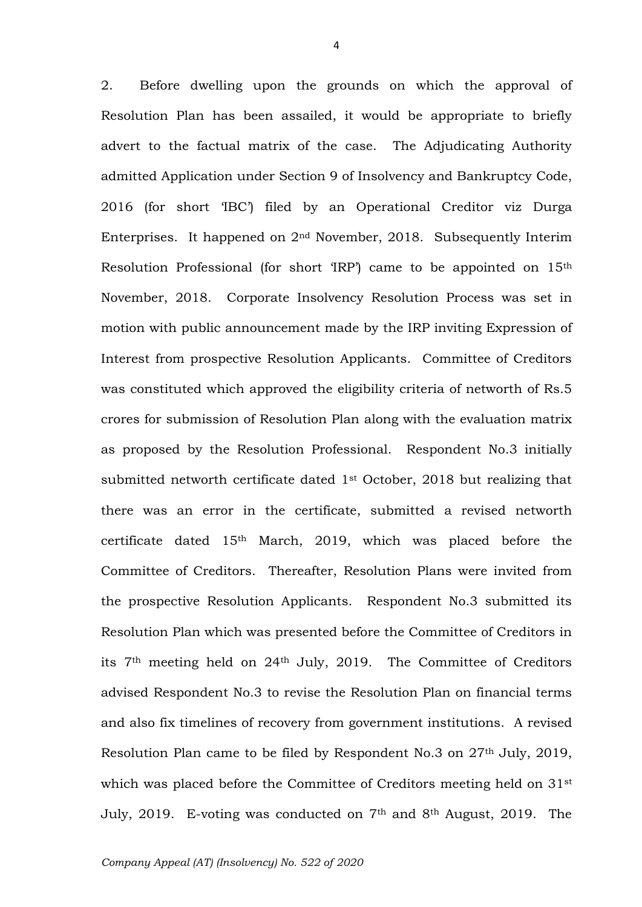2. Before dwelling upon the grounds on which the approval of Resolution Plan has been assailed, it would be appropriate to briefly advert to the factual matrix of the case. The Adjudicating Authority admitted Application under Section 9 of Insolvency and Bankruptcy Code, 2016 (for short 'IBC') filed by an Operational Creditor viz Durga Enterprises. It happened on 2nd November, 2018. Subsequently Interim Resolution Professional (for short 'IRP') came to be appointed on 15th November, 2018. Corporate Insolvency Resolution Process was set in motion with public announcement made by the IRP inviting Expression of Interest from prospective Resolution Applicants. Committee of Creditors was constituted which approved the eligibility criteria of networth of Rs.5 crores for submission of Resolution Plan along with the evaluation matrix as proposed by the Resolution Professional. Respondent No.3 initially submitted networth certificate dated 1st October, 2018 but realizing that there was an error in the certificate, submitted a revised networth certificate dated 15th March, 2019, which was placed before the Committee of Creditors. Thereafter, Resolution Plans were invited from the prospective Resolution Applicants. Respondent No.3 submitted its Resolution Plan which was presented before the Committee of Creditors in its 7th meeting held on 24th July, 2019. The Committee of Creditors advised Respondent No.3 to revise the Resolution Plan on financial terms and also fix timelines of recovery from government institutions. A revised Resolution Plan came to be filed by Respondent No.3 on 27th July, 2019, which was placed before the Committee of Creditors meeting held on 31st July, 2019. E-voting was conducted on 7th and 8th August, 2019. The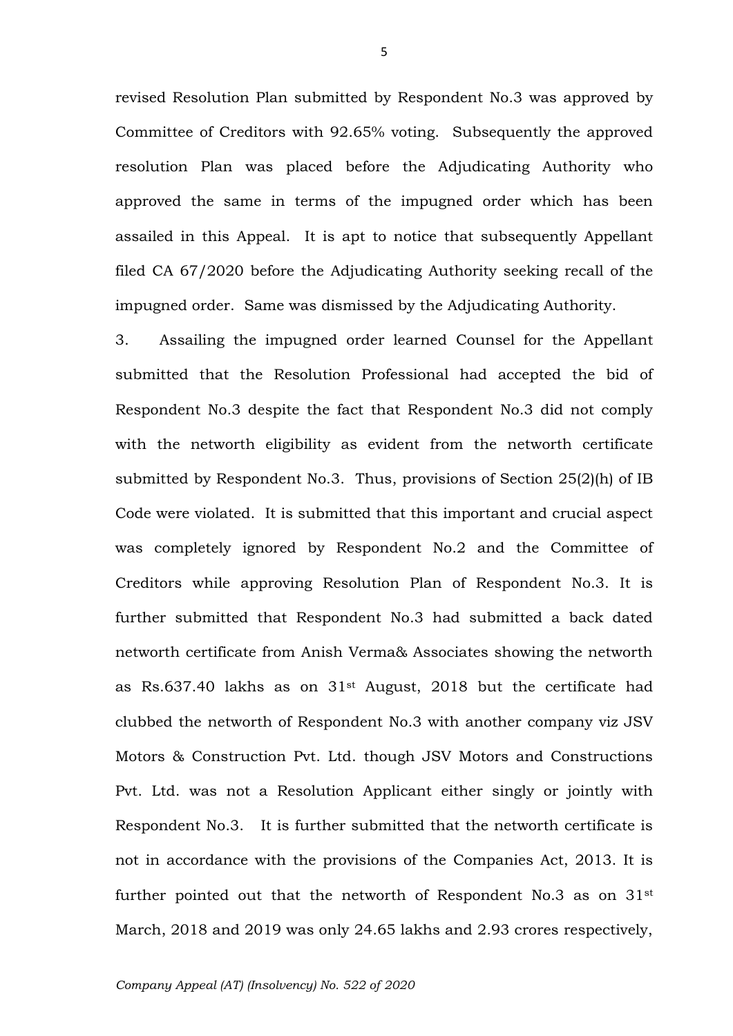revised Resolution Plan submitted by Respondent No.3 was approved by Committee of Creditors with 92.65% voting. Subsequently the approved resolution Plan was placed before the Adjudicating Authority who approved the same in terms of the impugned order which has been assailed in this Appeal. It is apt to notice that subsequently Appellant filed CA 67/2020 before the Adjudicating Authority seeking recall of the impugned order. Same was dismissed by the Adjudicating Authority.

3. Assailing the impugned order learned Counsel for the Appellant submitted that the Resolution Professional had accepted the bid of Respondent No.3 despite the fact that Respondent No.3 did not comply with the networth eligibility as evident from the networth certificate submitted by Respondent No.3. Thus, provisions of Section 25(2)(h) of IB Code were violated. It is submitted that this important and crucial aspect was completely ignored by Respondent No.2 and the Committee of Creditors while approving Resolution Plan of Respondent No.3. It is further submitted that Respondent No.3 had submitted a back dated networth certificate from Anish Verma& Associates showing the networth as Rs.637.40 lakhs as on 31st August, 2018 but the certificate had clubbed the networth of Respondent No.3 with another company viz JSV Motors & Construction Pvt. Ltd. though JSV Motors and Constructions Pvt. Ltd. was not a Resolution Applicant either singly or jointly with Respondent No.3. It is further submitted that the networth certificate is not in accordance with the provisions of the Companies Act, 2013. It is further pointed out that the networth of Respondent No.3 as on 31st March, 2018 and 2019 was only 24.65 lakhs and 2.93 crores respectively,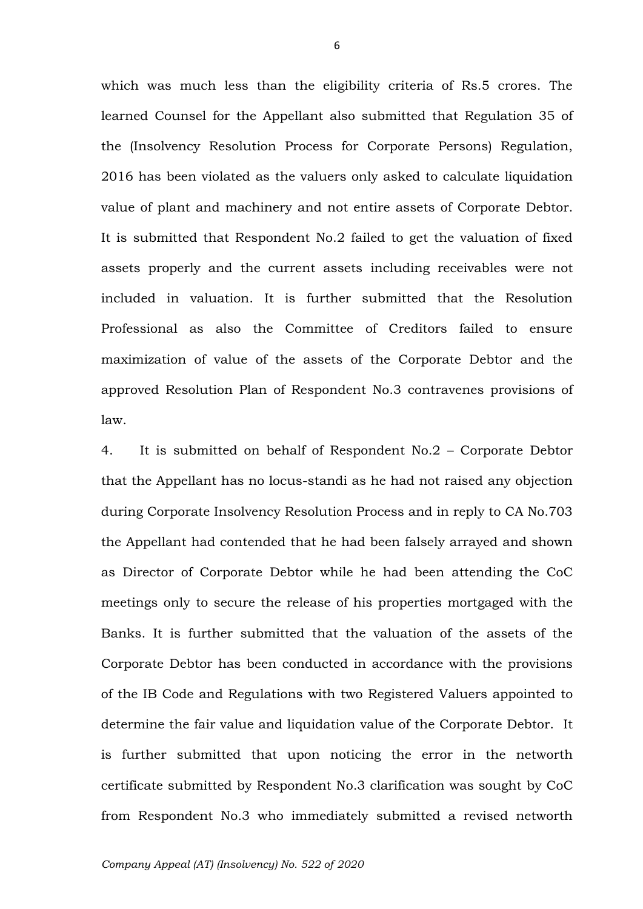which was much less than the eligibility criteria of Rs.5 crores. The learned Counsel for the Appellant also submitted that Regulation 35 of the (Insolvency Resolution Process for Corporate Persons) Regulation, 2016 has been violated as the valuers only asked to calculate liquidation value of plant and machinery and not entire assets of Corporate Debtor. It is submitted that Respondent No.2 failed to get the valuation of fixed assets properly and the current assets including receivables were not included in valuation. It is further submitted that the Resolution Professional as also the Committee of Creditors failed to ensure maximization of value of the assets of the Corporate Debtor and the approved Resolution Plan of Respondent No.3 contravenes provisions of law.

4. It is submitted on behalf of Respondent No.2 – Corporate Debtor that the Appellant has no locus-standi as he had not raised any objection during Corporate Insolvency Resolution Process and in reply to CA No.703 the Appellant had contended that he had been falsely arrayed and shown as Director of Corporate Debtor while he had been attending the CoC meetings only to secure the release of his properties mortgaged with the Banks. It is further submitted that the valuation of the assets of the Corporate Debtor has been conducted in accordance with the provisions of the IB Code and Regulations with two Registered Valuers appointed to determine the fair value and liquidation value of the Corporate Debtor. It is further submitted that upon noticing the error in the networth certificate submitted by Respondent No.3 clarification was sought by CoC from Respondent No.3 who immediately submitted a revised networth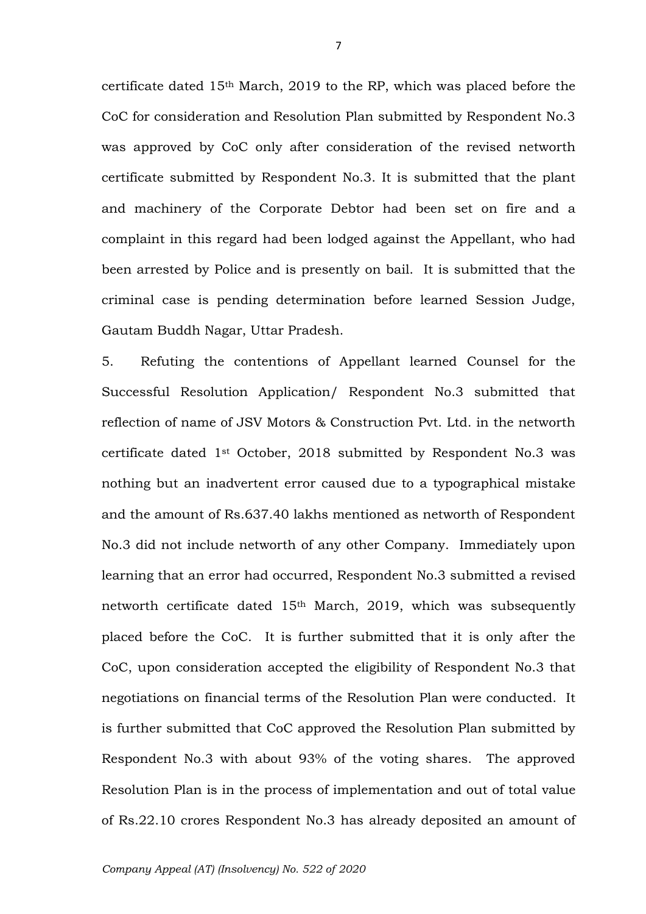certificate dated 15th March, 2019 to the RP, which was placed before the CoC for consideration and Resolution Plan submitted by Respondent No.3 was approved by CoC only after consideration of the revised networth certificate submitted by Respondent No.3. It is submitted that the plant and machinery of the Corporate Debtor had been set on fire and a complaint in this regard had been lodged against the Appellant, who had been arrested by Police and is presently on bail. It is submitted that the criminal case is pending determination before learned Session Judge, Gautam Buddh Nagar, Uttar Pradesh.

5. Refuting the contentions of Appellant learned Counsel for the Successful Resolution Application/ Respondent No.3 submitted that reflection of name of JSV Motors & Construction Pvt. Ltd. in the networth certificate dated 1st October, 2018 submitted by Respondent No.3 was nothing but an inadvertent error caused due to a typographical mistake and the amount of Rs.637.40 lakhs mentioned as networth of Respondent No.3 did not include networth of any other Company. Immediately upon learning that an error had occurred, Respondent No.3 submitted a revised networth certificate dated 15th March, 2019, which was subsequently placed before the CoC. It is further submitted that it is only after the CoC, upon consideration accepted the eligibility of Respondent No.3 that negotiations on financial terms of the Resolution Plan were conducted. It is further submitted that CoC approved the Resolution Plan submitted by Respondent No.3 with about 93% of the voting shares. The approved Resolution Plan is in the process of implementation and out of total value of Rs.22.10 crores Respondent No.3 has already deposited an amount of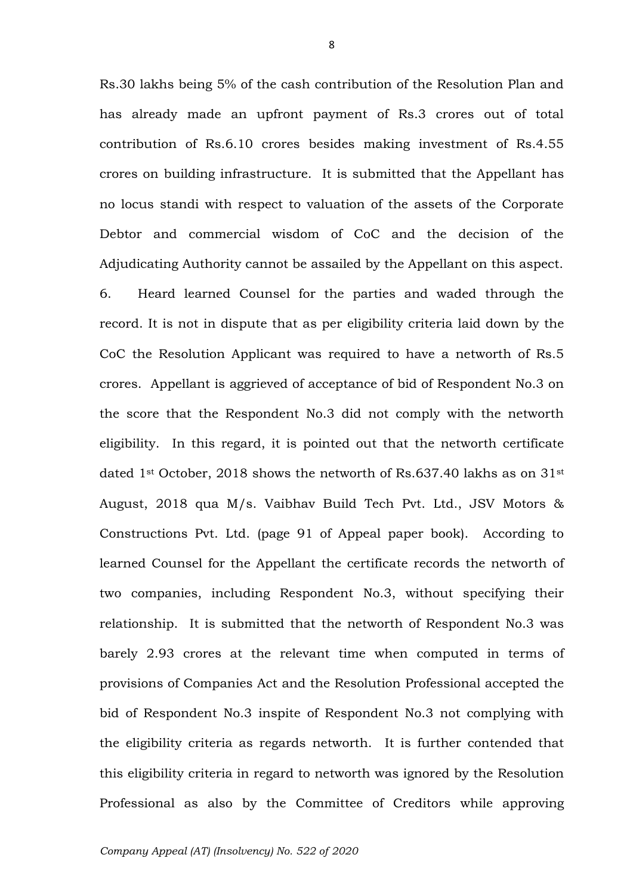Rs.30 lakhs being 5% of the cash contribution of the Resolution Plan and has already made an upfront payment of Rs.3 crores out of total contribution of Rs.6.10 crores besides making investment of Rs.4.55 crores on building infrastructure. It is submitted that the Appellant has no locus standi with respect to valuation of the assets of the Corporate Debtor and commercial wisdom of CoC and the decision of the Adjudicating Authority cannot be assailed by the Appellant on this aspect.

6. Heard learned Counsel for the parties and waded through the record. It is not in dispute that as per eligibility criteria laid down by the CoC the Resolution Applicant was required to have a networth of Rs.5 crores. Appellant is aggrieved of acceptance of bid of Respondent No.3 on the score that the Respondent No.3 did not comply with the networth eligibility. In this regard, it is pointed out that the networth certificate dated 1st October, 2018 shows the networth of Rs.637.40 lakhs as on 31st August, 2018 qua M/s. Vaibhav Build Tech Pvt. Ltd., JSV Motors & Constructions Pvt. Ltd. (page 91 of Appeal paper book). According to learned Counsel for the Appellant the certificate records the networth of two companies, including Respondent No.3, without specifying their relationship. It is submitted that the networth of Respondent No.3 was barely 2.93 crores at the relevant time when computed in terms of provisions of Companies Act and the Resolution Professional accepted the bid of Respondent No.3 inspite of Respondent No.3 not complying with the eligibility criteria as regards networth. It is further contended that this eligibility criteria in regard to networth was ignored by the Resolution Professional as also by the Committee of Creditors while approving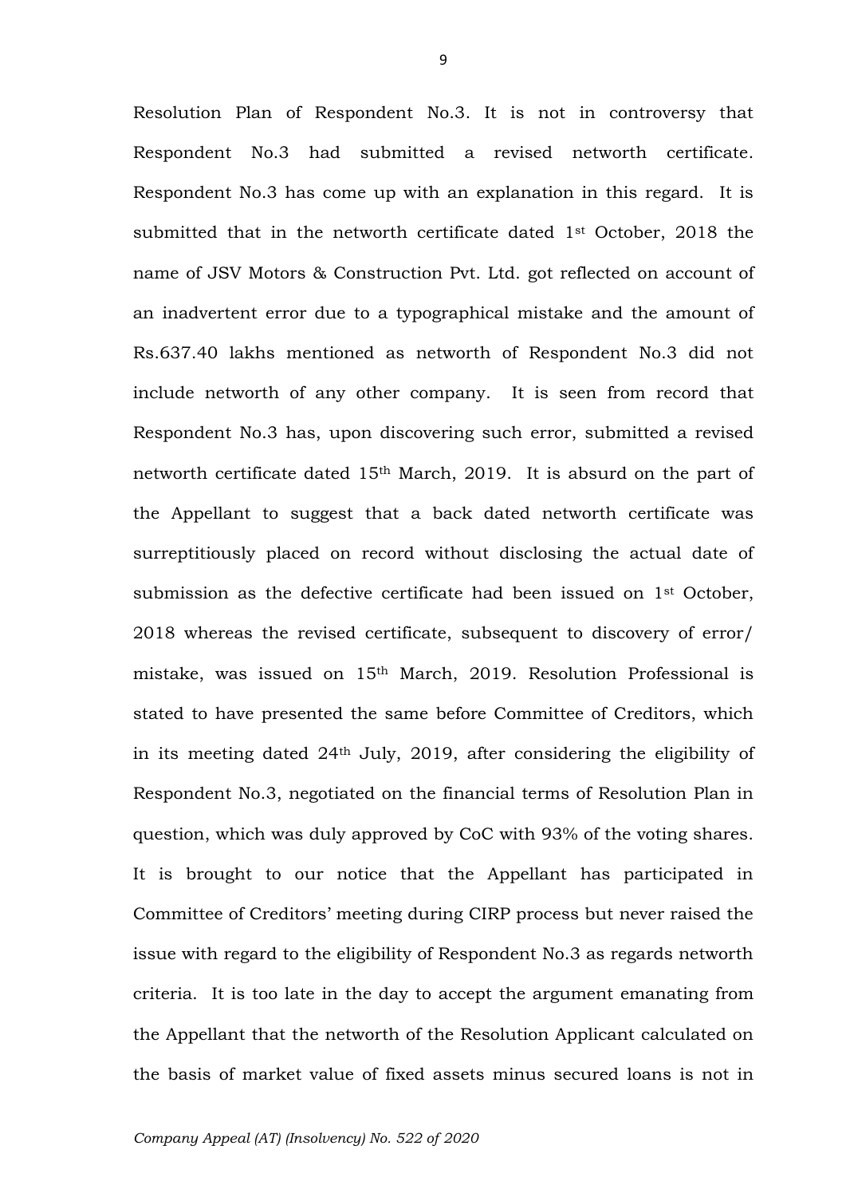Resolution Plan of Respondent No.3. It is not in controversy that Respondent No.3 had submitted a revised networth certificate. Respondent No.3 has come up with an explanation in this regard. It is submitted that in the networth certificate dated 1st October, 2018 the name of JSV Motors & Construction Pvt. Ltd. got reflected on account of an inadvertent error due to a typographical mistake and the amount of Rs.637.40 lakhs mentioned as networth of Respondent No.3 did not include networth of any other company. It is seen from record that Respondent No.3 has, upon discovering such error, submitted a revised networth certificate dated 15th March, 2019. It is absurd on the part of the Appellant to suggest that a back dated networth certificate was surreptitiously placed on record without disclosing the actual date of submission as the defective certificate had been issued on 1st October, 2018 whereas the revised certificate, subsequent to discovery of error/ mistake, was issued on 15th March, 2019. Resolution Professional is stated to have presented the same before Committee of Creditors, which in its meeting dated 24th July, 2019, after considering the eligibility of Respondent No.3, negotiated on the financial terms of Resolution Plan in question, which was duly approved by CoC with 93% of the voting shares. It is brought to our notice that the Appellant has participated in Committee of Creditors' meeting during CIRP process but never raised the issue with regard to the eligibility of Respondent No.3 as regards networth criteria. It is too late in the day to accept the argument emanating from the Appellant that the networth of the Resolution Applicant calculated on the basis of market value of fixed assets minus secured loans is not in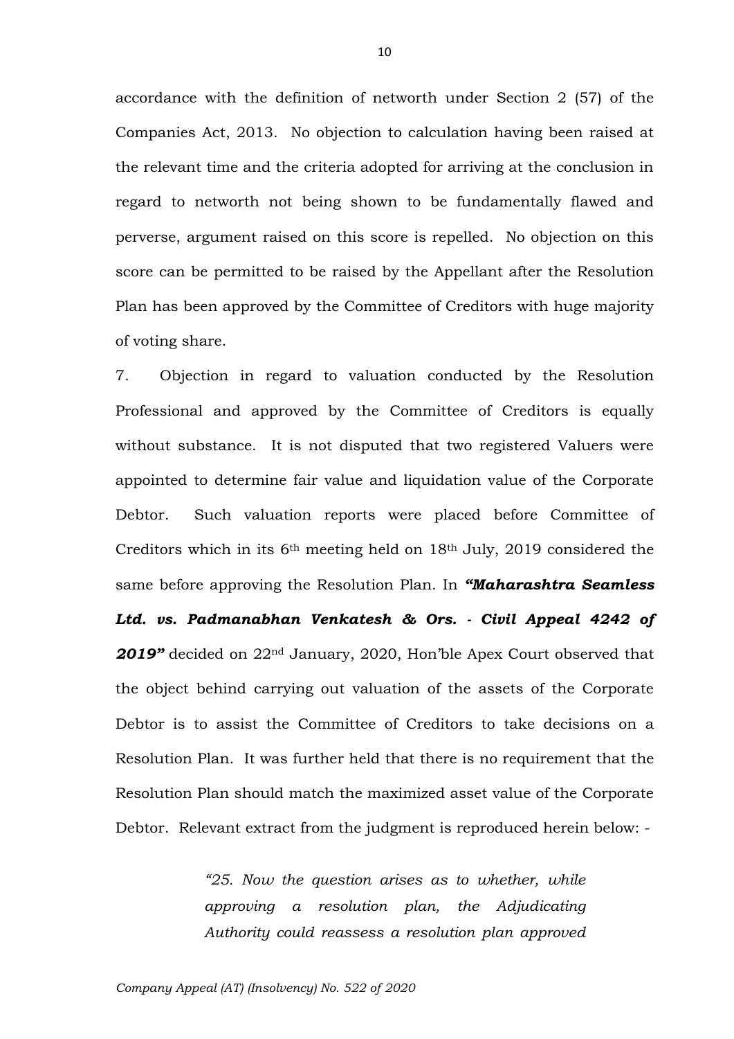accordance with the definition of networth under Section 2 (57) of the Companies Act, 2013. No objection to calculation having been raised at the relevant time and the criteria adopted for arriving at the conclusion in regard to networth not being shown to be fundamentally flawed and perverse, argument raised on this score is repelled. No objection on this score can be permitted to be raised by the Appellant after the Resolution Plan has been approved by the Committee of Creditors with huge majority of voting share.

7. Objection in regard to valuation conducted by the Resolution Professional and approved by the Committee of Creditors is equally without substance. It is not disputed that two registered Valuers were appointed to determine fair value and liquidation value of the Corporate Debtor. Such valuation reports were placed before Committee of Creditors which in its 6th meeting held on 18th July, 2019 considered the same before approving the Resolution Plan. In ***"Maharashtra Seamless Ltd. vs. Padmanabhan Venkatesh & Ors. - Civil Appeal 4242 of 2019"*** decided on 22nd January, 2020, Hon'ble Apex Court observed that the object behind carrying out valuation of the assets of the Corporate Debtor is to assist the Committee of Creditors to take decisions on a Resolution Plan. It was further held that there is no requirement that the Resolution Plan should match the maximized asset value of the Corporate Debtor. Relevant extract from the judgment is reproduced herein below: -

> *"25. Now the question arises as to whether, while approving a resolution plan, the Adjudicating Authority could reassess a resolution plan approved*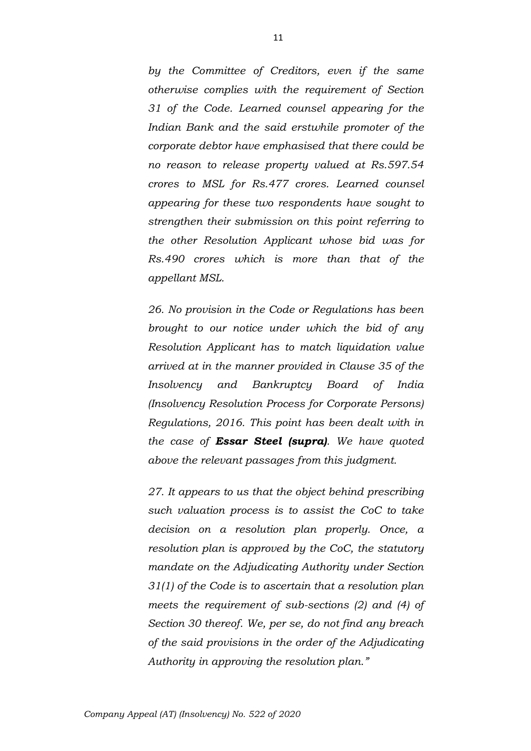*by the Committee of Creditors, even if the same otherwise complies with the requirement of Section 31 of the Code. Learned counsel appearing for the Indian Bank and the said erstwhile promoter of the corporate debtor have emphasised that there could be no reason to release property valued at Rs.597.54 crores to MSL for Rs.477 crores. Learned counsel appearing for these two respondents have sought to strengthen their submission on this point referring to the other Resolution Applicant whose bid was for Rs.490 crores which is more than that of the appellant MSL.*

*26. No provision in the Code or Regulations has been brought to our notice under which the bid of any Resolution Applicant has to match liquidation value arrived at in the manner provided in Clause 35 of the Insolvency and Bankruptcy Board of India (Insolvency Resolution Process for Corporate Persons) Regulations, 2016. This point has been dealt with in the case of* ***Essar Steel (supra)****. We have quoted above the relevant passages from this judgment.*

*27. It appears to us that the object behind prescribing such valuation process is to assist the CoC to take decision on a resolution plan properly. Once, a resolution plan is approved by the CoC, the statutory mandate on the Adjudicating Authority under Section 31(1) of the Code is to ascertain that a resolution plan meets the requirement of sub-sections (2) and (4) of Section 30 thereof. We, per se, do not find any breach of the said provisions in the order of the Adjudicating Authority in approving the resolution plan."*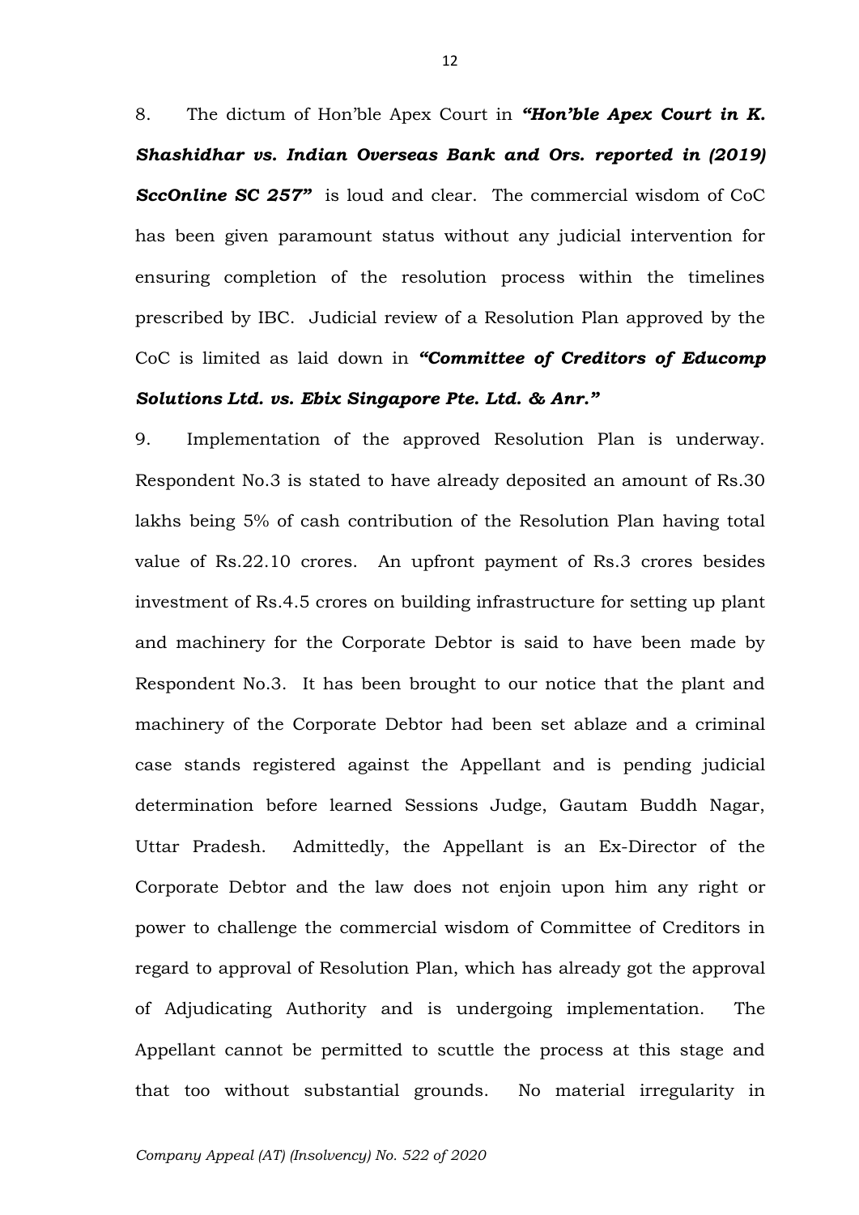8. The dictum of Hon'ble Apex Court in ***"Hon'ble Apex Court in K. Shashidhar vs. Indian Overseas Bank and Ors. reported in (2019) SccOnline SC 257"*** is loud and clear. The commercial wisdom of CoC has been given paramount status without any judicial intervention for ensuring completion of the resolution process within the timelines prescribed by IBC. Judicial review of a Resolution Plan approved by the CoC is limited as laid down in ***"Committee of Creditors of Educomp Solutions Ltd. vs. Ebix Singapore Pte. Ltd. & Anr."***

9. Implementation of the approved Resolution Plan is underway. Respondent No.3 is stated to have already deposited an amount of Rs.30 lakhs being 5% of cash contribution of the Resolution Plan having total value of Rs.22.10 crores. An upfront payment of Rs.3 crores besides investment of Rs.4.5 crores on building infrastructure for setting up plant and machinery for the Corporate Debtor is said to have been made by Respondent No.3. It has been brought to our notice that the plant and machinery of the Corporate Debtor had been set ablaze and a criminal case stands registered against the Appellant and is pending judicial determination before learned Sessions Judge, Gautam Buddh Nagar, Uttar Pradesh. Admittedly, the Appellant is an Ex-Director of the Corporate Debtor and the law does not enjoin upon him any right or power to challenge the commercial wisdom of Committee of Creditors in regard to approval of Resolution Plan, which has already got the approval of Adjudicating Authority and is undergoing implementation. The Appellant cannot be permitted to scuttle the process at this stage and that too without substantial grounds. No material irregularity in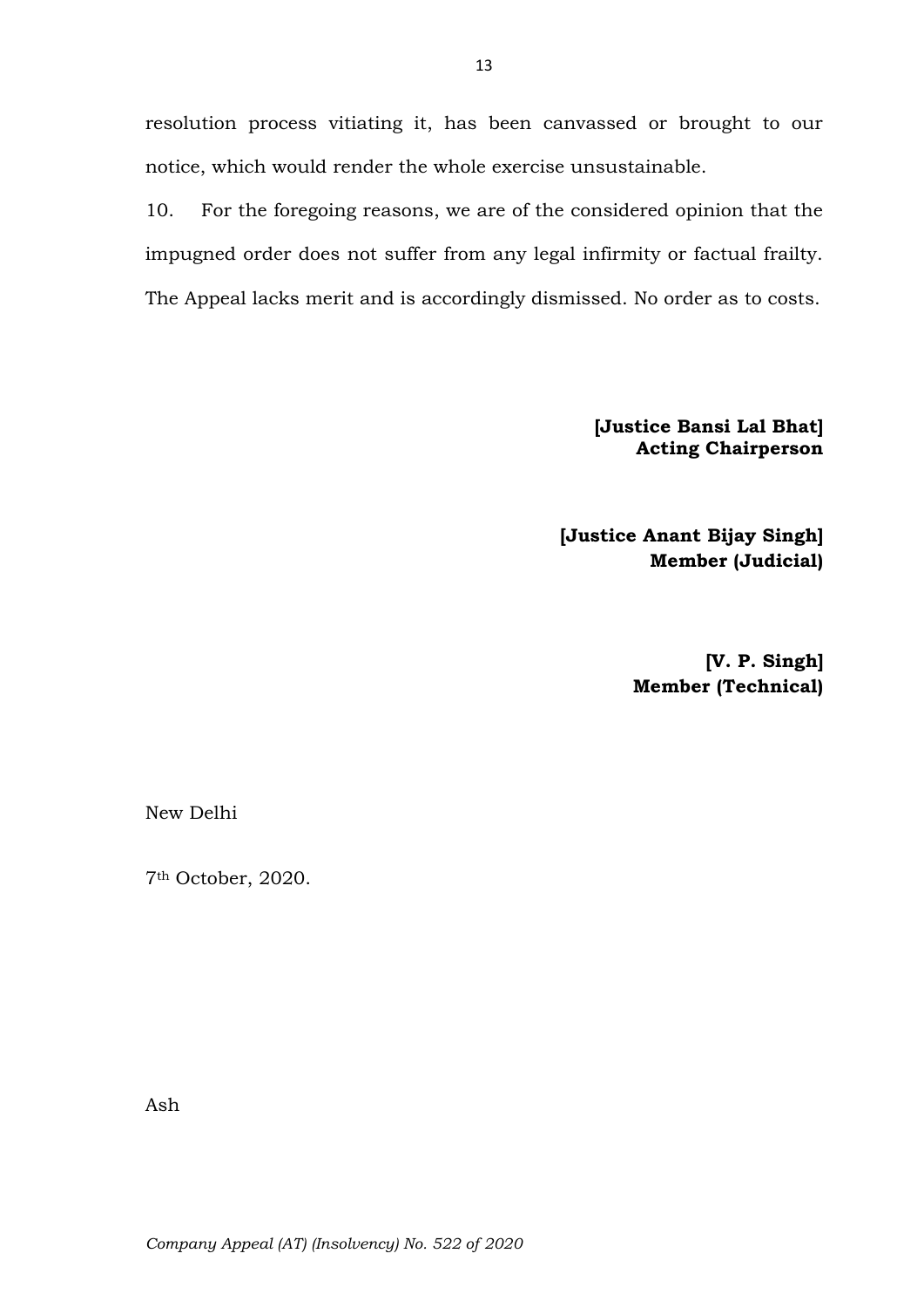resolution process vitiating it, has been canvassed or brought to our notice, which would render the whole exercise unsustainable.

10. For the foregoing reasons, we are of the considered opinion that the impugned order does not suffer from any legal infirmity or factual frailty. The Appeal lacks merit and is accordingly dismissed. No order as to costs.

**[Justice Bansi Lal Bhat]**
**Acting Chairperson**

**[Justice Anant Bijay Singh]**
**Member (Judicial)**

**[V. P. Singh]**
**Member (Technical)**

New Delhi

7th October, 2020.

Ash